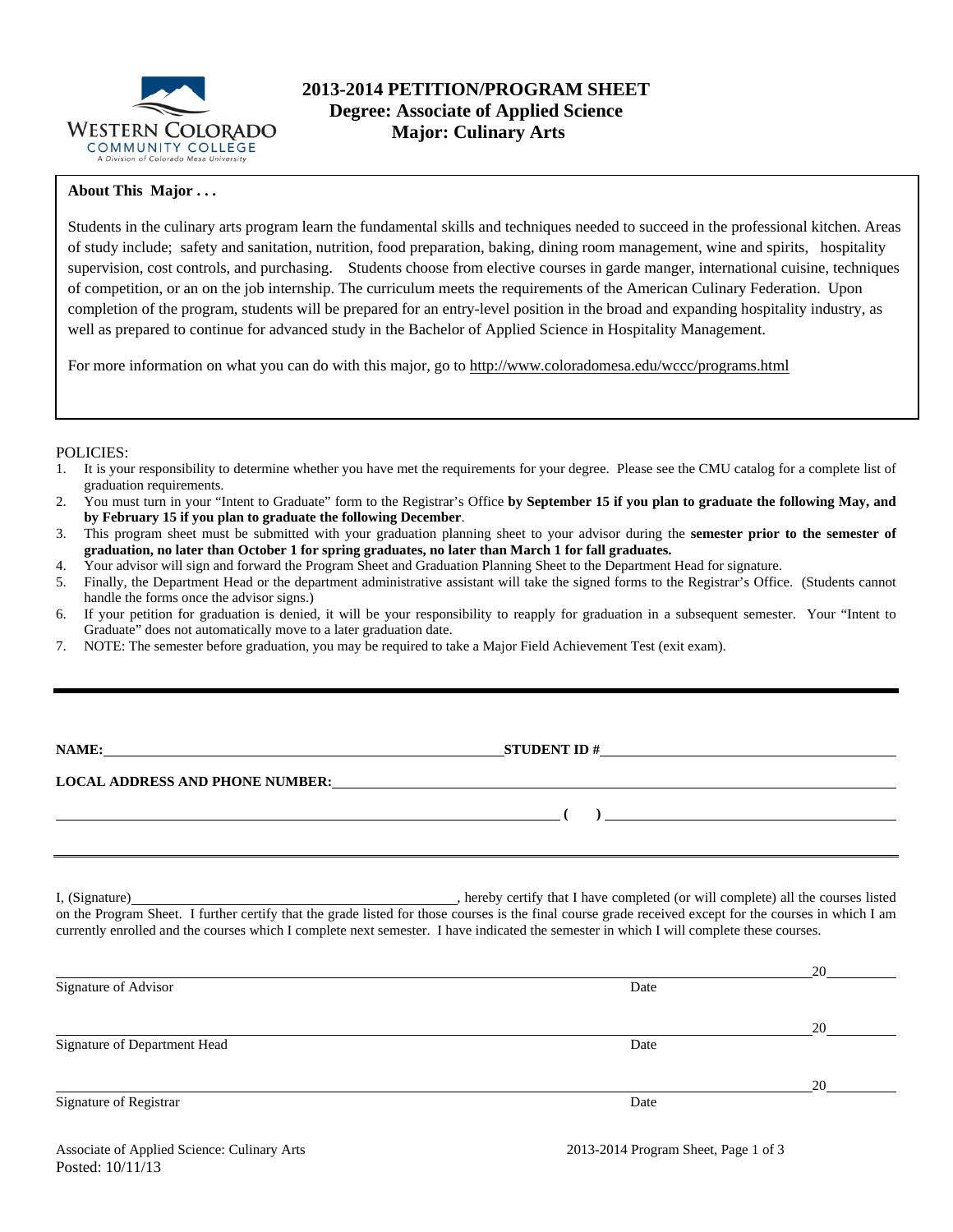# 2013-2014 PETITION/PROGRAM SHEET
## Degree: Associate of Applied Science
## Major: Culinary Arts

**About This Major . . .**

Students in the culinary arts program learn the fundamental skills and techniques needed to succeed in the professional kitchen. Areas of study include; safety and sanitation, nutrition, food preparation, baking, dining room management, wine and spirits, hospitality supervision, cost controls, and purchasing. Students choose from elective courses in garde manger, international cuisine, techniques of competition, or an on the job internship. The curriculum meets the requirements of the American Culinary Federation. Upon completion of the program, students will be prepared for an entry-level position in the broad and expanding hospitality industry, as well as prepared to continue for advanced study in the Bachelor of Applied Science in Hospitality Management.

For more information on what you can do with this major, go to http://www.coloradomesa.edu/wccc/programs.html

POLICIES:

1. It is your responsibility to determine whether you have met the requirements for your degree. Please see the CMU catalog for a complete list of graduation requirements.
2. You must turn in your "Intent to Graduate" form to the Registrar's Office **by September 15 if you plan to graduate the following May, and by February 15 if you plan to graduate the following December**.
3. This program sheet must be submitted with your graduation planning sheet to your advisor during the **semester prior to the semester of graduation, no later than October 1 for spring graduates, no later than March 1 for fall graduates.**
4. Your advisor will sign and forward the Program Sheet and Graduation Planning Sheet to the Department Head for signature.
5. Finally, the Department Head or the department administrative assistant will take the signed forms to the Registrar's Office. (Students cannot handle the forms once the advisor signs.)
6. If your petition for graduation is denied, it will be your responsibility to reapply for graduation in a subsequent semester. Your "Intent to Graduate" does not automatically move to a later graduation date.
7. NOTE: The semester before graduation, you may be required to take a Major Field Achievement Test (exit exam).

---

**NAME:** ______________________ **STUDENT ID #** ______________________

**LOCAL ADDRESS AND PHONE NUMBER:** ______________________

______________________ **( )** ______________________

---

I, (Signature) ______________________, hereby certify that I have completed (or will complete) all the courses listed on the Program Sheet. I further certify that the grade listed for those courses is the final course grade received except for the courses in which I am currently enrolled and the courses which I complete next semester. I have indicated the semester in which I will complete these courses.

______________________ 20______
Signature of Advisor Date

______________________ 20______
Signature of Department Head Date

______________________ 20______
Signature of Registrar Date

Associate of Applied Science: Culinary Arts
Posted: 10/11/13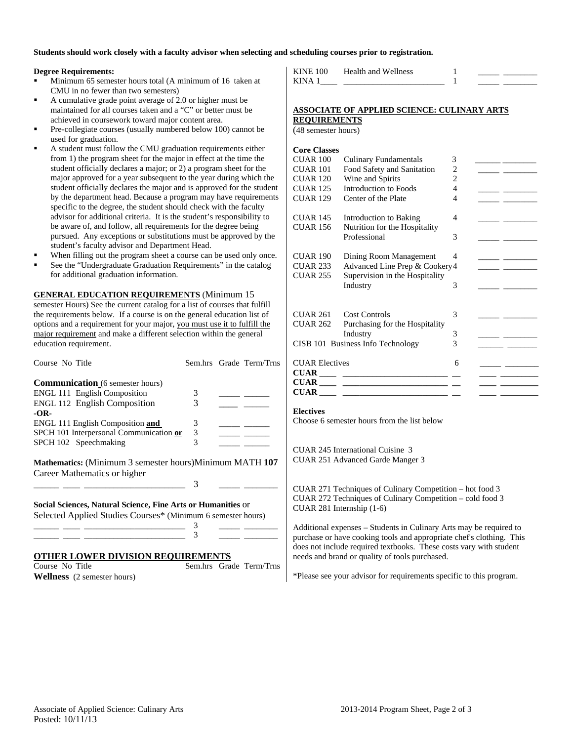**Students should work closely with a faculty advisor when selecting and scheduling courses prior to registration.**

**Degree Requirements:**

- Minimum 65 semester hours total (A minimum of 16 taken at CMU in no fewer than two semesters)
- A cumulative grade point average of 2.0 or higher must be maintained for all courses taken and a "C" or better must be achieved in coursework toward major content area.
- Pre-collegiate courses (usually numbered below 100) cannot be used for graduation.
- A student must follow the CMU graduation requirements either from 1) the program sheet for the major in effect at the time the student officially declares a major; or 2) a program sheet for the major approved for a year subsequent to the year during which the student officially declares the major and is approved for the student by the department head. Because a program may have requirements specific to the degree, the student should check with the faculty advisor for additional criteria. It is the student's responsibility to be aware of, and follow, all requirements for the degree being pursued. Any exceptions or substitutions must be approved by the student's faculty advisor and Department Head.
- When filling out the program sheet a course can be used only once.
- See the "Undergraduate Graduation Requirements" in the catalog for additional graduation information.

**GENERAL EDUCATION REQUIREMENTS** (Minimum 15 semester Hours) See the current catalog for a list of courses that fulfill the requirements below. If a course is on the general education list of options and a requirement for your major, you must use it to fulfill the major requirement and make a different selection within the general education requirement.

| Course No Title | Sem.hrs | Grade | Term/Trns |
|---|---|---|---|
| **Communication** (6 semester hours) | | | |
| ENGL 111 English Composition | 3 | _____ | ______ |
| ENGL 112 English Composition | 3 | _____ | ______ |
| **-OR-** | | | |
| ENGL 111 English Composition **and** | 3 | _____ | ______ |
| SPCH 101 Interpersonal Communication **or** | 3 | _____ | ______ |
| SPCH 102 Speechmaking | 3 | _____ | ______ |
| **Mathematics:** (Minimum 3 semester hours) Minimum MATH **107** Career Mathematics or higher | | | |
| ______ ____ ______________________ | 3 | _____ | ________ |
| **Social Sciences, Natural Science, Fine Arts or Humanities** or Selected Applied Studies Courses* (Minimum 6 semester hours) | | | |
| ______ ____ ______________________ | 3 | _____ | ________ |
| ______ ____ ______________________ | 3 | _____ | ________ |

**OTHER LOWER DIVISION REQUIREMENTS**

| Course No Title | Sem.hrs | Grade | Term/Trns |
|---|---|---|---|
| **Wellness** (2 semester hours) | | | |
| KINE 100 Health and Wellness | 1 | _____ | ________ |
| KINA 1____ ________________________ | 1 | _____ | ________ |

**ASSOCIATE OF APPLIED SCIENCE: CULINARY ARTS REQUIREMENTS**

(48 semester hours)

**Core Classes**

| Course | Title | Sem.hrs | Grade | Term/Trns |
|---|---|---|---|---|
| CUAR 100 | Culinary Fundamentals | 3 | ______ | ________ |
| CUAR 101 | Food Safety and Sanitation | 2 | _____ | ________ |
| CUAR 120 | Wine and Spirits | 2 | | |
| CUAR 125 | Introduction to Foods | 4 | _____ | ________ |
| CUAR 129 | Center of the Plate | 4 | _____ | ________ |
| CUAR 145 | Introduction to Baking | 4 | _____ | ________ |
| CUAR 156 | Nutrition for the Hospitality Professional | 3 | _____ | ________ |
| CUAR 190 | Dining Room Management | 4 | _____ | ________ |
| CUAR 233 | Advanced Line Prep & Cookery | 4 | _____ | ________ |
| CUAR 255 | Supervision in the Hospitality Industry | 3 | _____ | ________ |
| CUAR 261 | Cost Controls | 3 | _____ | ________ |
| CUAR 262 | Purchasing for the Hospitality Industry | 3 | _____ | ________ |
| CISB 101 | Business Info Technology | 3 | ______ | _______ |
| CUAR Electives | | 6 | _____ | ________ |
| **CUAR** ____ | ________________________ | __ | ____ | _________ |
| **CUAR** ____ | ________________________ | __ | ____ | _________ |
| **CUAR** ____ | ________________________ | __ | ____ | _________ |

**Electives**

Choose 6 semester hours from the list below

CUAR 245 International Cuisine 3
CUAR 251 Advanced Garde Manger 3

CUAR 271 Techniques of Culinary Competition – hot food 3
CUAR 272 Techniques of Culinary Competition – cold food 3
CUAR 281 Internship (1-6)

Additional expenses – Students in Culinary Arts may be required to purchase or have cooking tools and appropriate chef's clothing. This does not include required textbooks. These costs vary with student needs and brand or quality of tools purchased.

*Please see your advisor for requirements specific to this program.

Associate of Applied Science: Culinary Arts
Posted: 10/11/13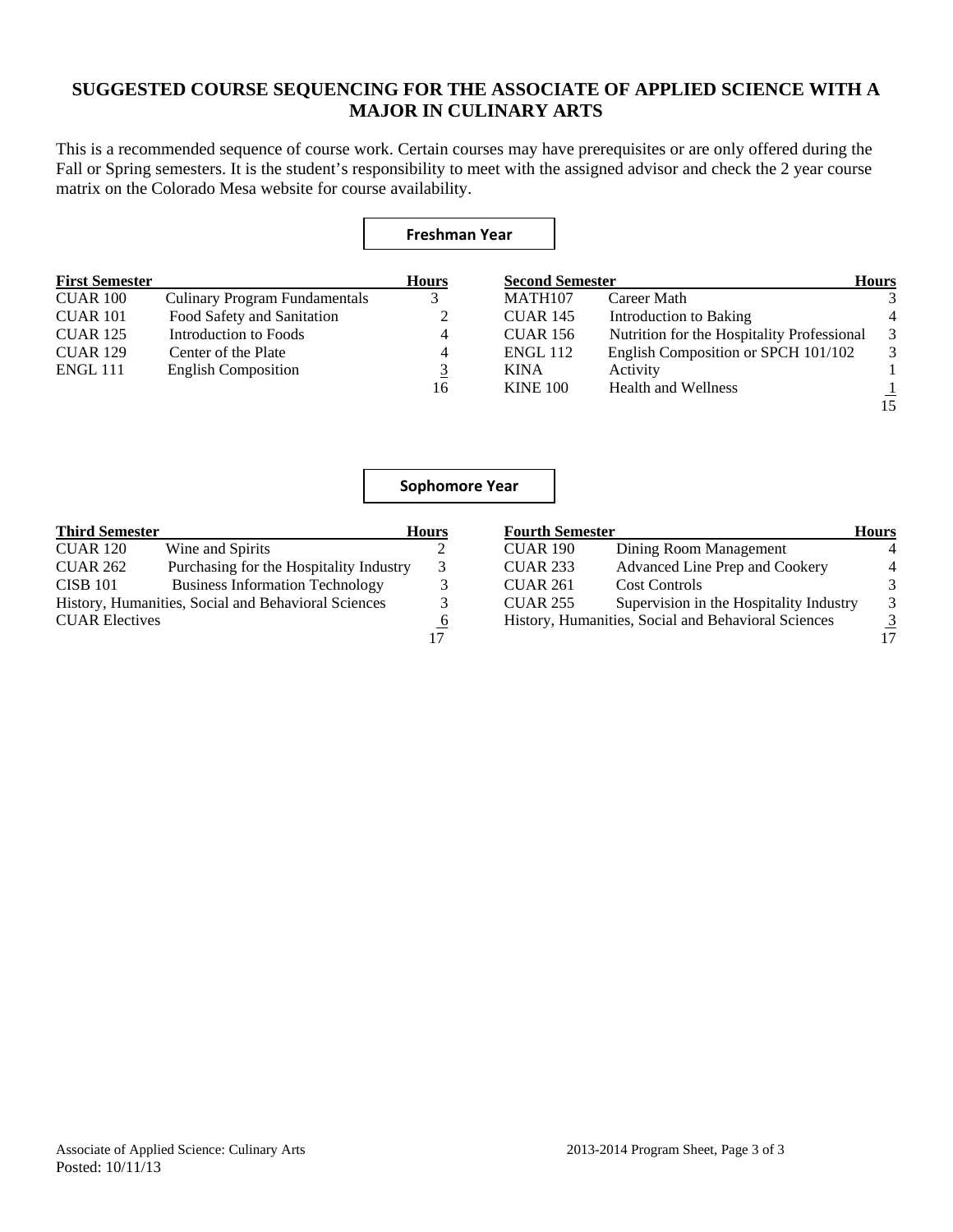# SUGGESTED COURSE SEQUENCING FOR THE ASSOCIATE OF APPLIED SCIENCE WITH A MAJOR IN CULINARY ARTS

This is a recommended sequence of course work. Certain courses may have prerequisites or are only offered during the Fall or Spring semesters. It is the student's responsibility to meet with the assigned advisor and check the 2 year course matrix on the Colorado Mesa website for course availability.

## Freshman Year

| First Semester | | Hours |
|---|---|---|
| CUAR 100 | Culinary Program Fundamentals | 3 |
| CUAR 101 | Food Safety and Sanitation | 2 |
| CUAR 125 | Introduction to Foods | 4 |
| CUAR 129 | Center of the Plate | 4 |
| ENGL 111 | English Composition | 3 |
| | | 16 |

| Second Semester | | Hours |
|---|---|---|
| MATH107 | Career Math | 3 |
| CUAR 145 | Introduction to Baking | 4 |
| CUAR 156 | Nutrition for the Hospitality Professional | 3 |
| ENGL 112 | English Composition or SPCH 101/102 | 3 |
| KINA | Activity | 1 |
| KINE 100 | Health and Wellness | 1 |
| | | 15 |

## Sophomore Year

| Third Semester | | Hours |
|---|---|---|
| CUAR 120 | Wine and Spirits | 2 |
| CUAR 262 | Purchasing for the Hospitality Industry | 3 |
| CISB 101 | Business Information Technology | 3 |
| History, Humanities, Social and Behavioral Sciences | | 3 |
| CUAR Electives | | 6 |
| | | 17 |

| Fourth Semester | | Hours |
|---|---|---|
| CUAR 190 | Dining Room Management | 4 |
| CUAR 233 | Advanced Line Prep and Cookery | 4 |
| CUAR 261 | Cost Controls | 3 |
| CUAR 255 | Supervision in the Hospitality Industry | 3 |
| History, Humanities, Social and Behavioral Sciences | | 3 |
| | | 17 |

Associate of Applied Science: Culinary Arts
Posted: 10/11/13